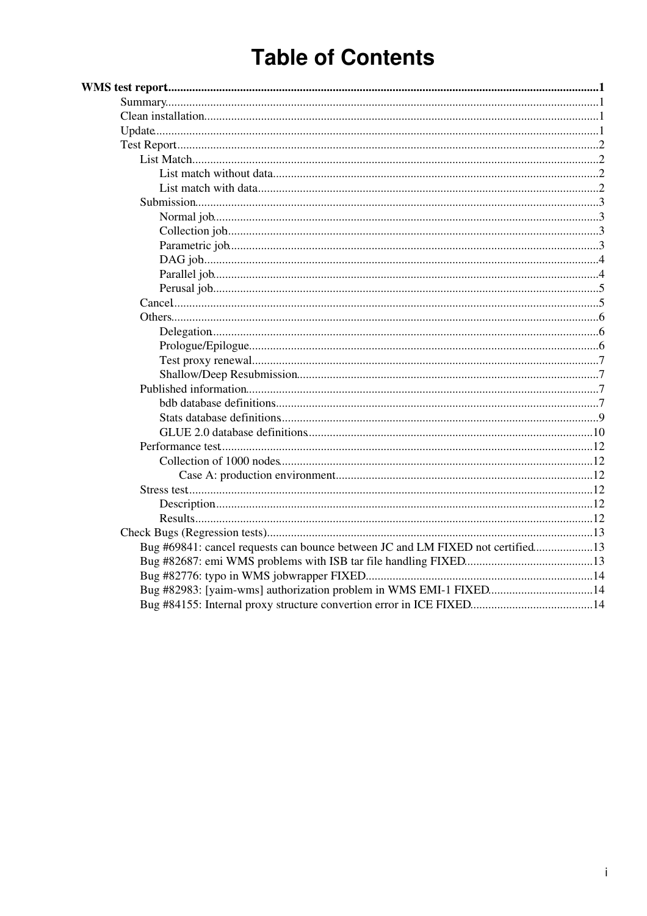# Table of Contents

**WMS test report** ... 1

- Summary ... 1
- Clean installation ... 1
- Update ... 1
- Test Report ... 2
  - List Match ... 2
    - List match without data ... 2
    - List match with data ... 2
  - Submission ... 3
    - Normal job ... 3
    - Collection job ... 3
    - Parametric job ... 3
    - DAG job ... 4
    - Parallel job ... 4
    - Perusal job ... 5
  - Cancel ... 5
  - Others ... 6
    - Delegation ... 6
    - Prologue/Epilogue ... 6
    - Test proxy renewal ... 7
    - Shallow/Deep Resubmission ... 7
  - Published information ... 7
    - bdb database definitions ... 7
    - Stats database definitions ... 9
    - GLUE 2.0 database definitions ... 10
  - Performance test ... 12
    - Collection of 1000 nodes ... 12
      - Case A: production environment ... 12
  - Stress test ... 12
    - Description ... 12
    - Results ... 12
- Check Bugs (Regression tests) ... 13
  - Bug #69841: cancel requests can bounce between JC and LM FIXED not certified ... 13
  - Bug #82687: emi WMS problems with ISB tar file handling FIXED ... 13
  - Bug #82776: typo in WMS jobwrapper FIXED ... 14
  - Bug #82983: [yaim-wms] authorization problem in WMS EMI-1 FIXED ... 14
  - Bug #84155: Internal proxy structure convertion error in ICE FIXED ... 14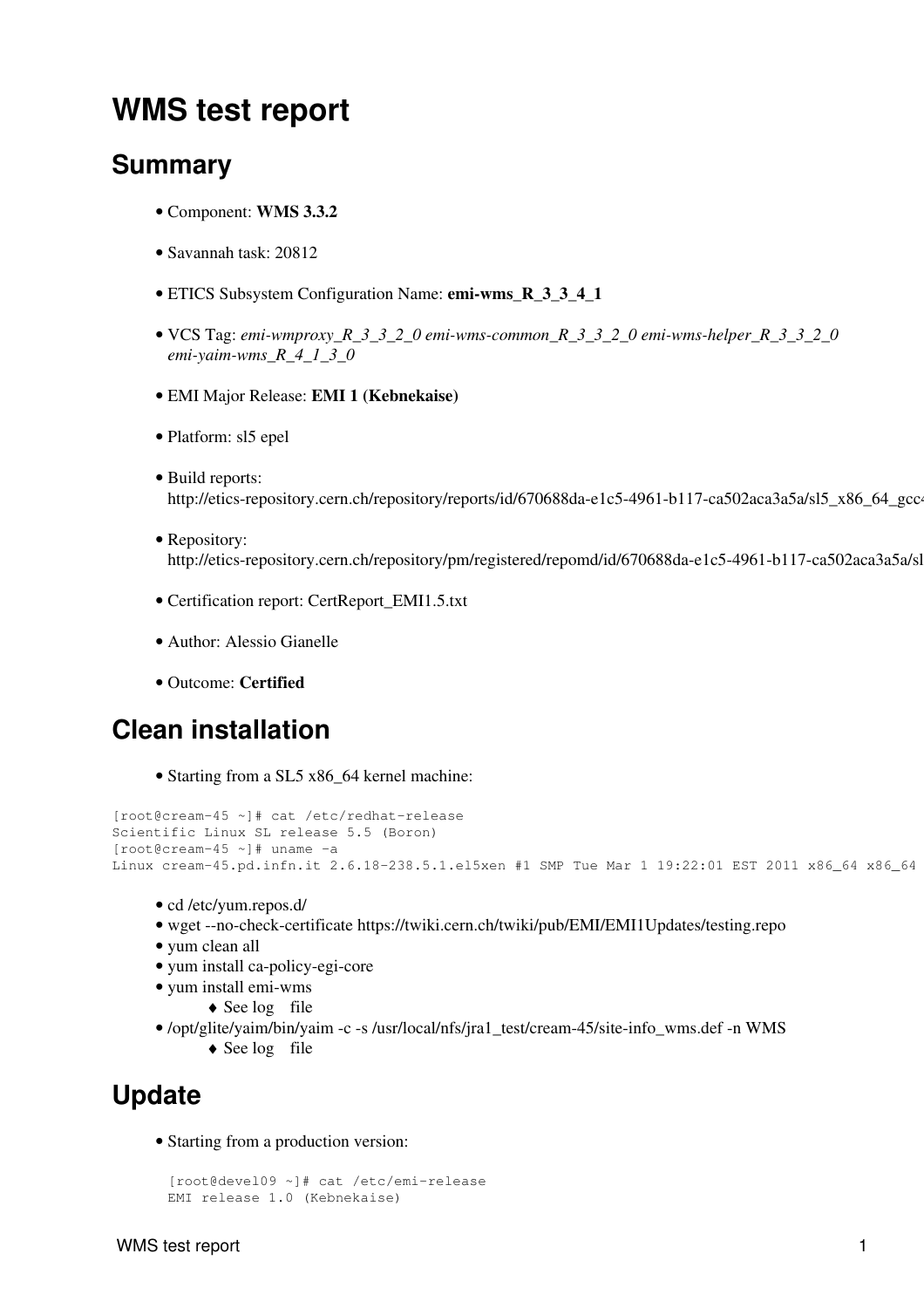# WMS test report

## Summary

- Component: **WMS 3.3.2**
- Savannah task: 20812
- ETICS Subsystem Configuration Name: **emi-wms_R_3_3_4_1**
- VCS Tag: *emi-wmproxy_R_3_3_2_0 emi-wms-common_R_3_3_2_0 emi-wms-helper_R_3_3_2_0 emi-yaim-wms_R_4_1_3_0*
- EMI Major Release: **EMI 1 (Kebnekaise)**
- Platform: sl5 epel
- Build reports: http://etics-repository.cern.ch/repository/reports/id/670688da-e1c5-4961-b117-ca502aca3a5a/sl5_x86_64_gcc4
- Repository: http://etics-repository.cern.ch/repository/pm/registered/repomd/id/670688da-e1c5-4961-b117-ca502aca3a5a/sl
- Certification report: CertReport_EMI1.5.txt
- Author: Alessio Gianelle
- Outcome: **Certified**

## Clean installation

- Starting from a SL5 x86_64 kernel machine:

```
[root@cream-45 ~]# cat /etc/redhat-release
Scientific Linux SL release 5.5 (Boron)
[root@cream-45 ~]# uname -a
Linux cream-45.pd.infn.it 2.6.18-238.5.1.el5xen #1 SMP Tue Mar 1 19:22:01 EST 2011 x86_64 x86_64
```

- cd /etc/yum.repos.d/
- wget --no-check-certificate https://twiki.cern.ch/twiki/pub/EMI/EMI1Updates/testing.repo
- yum clean all
- yum install ca-policy-egi-core
- yum install emi-wms
    - See log file
- /opt/glite/yaim/bin/yaim -c -s /usr/local/nfs/jra1_test/cream-45/site-info_wms.def -n WMS
    - See log file

## Update

- Starting from a production version:

```
[root@devel09 ~]# cat /etc/emi-release
EMI release 1.0 (Kebnekaise)
```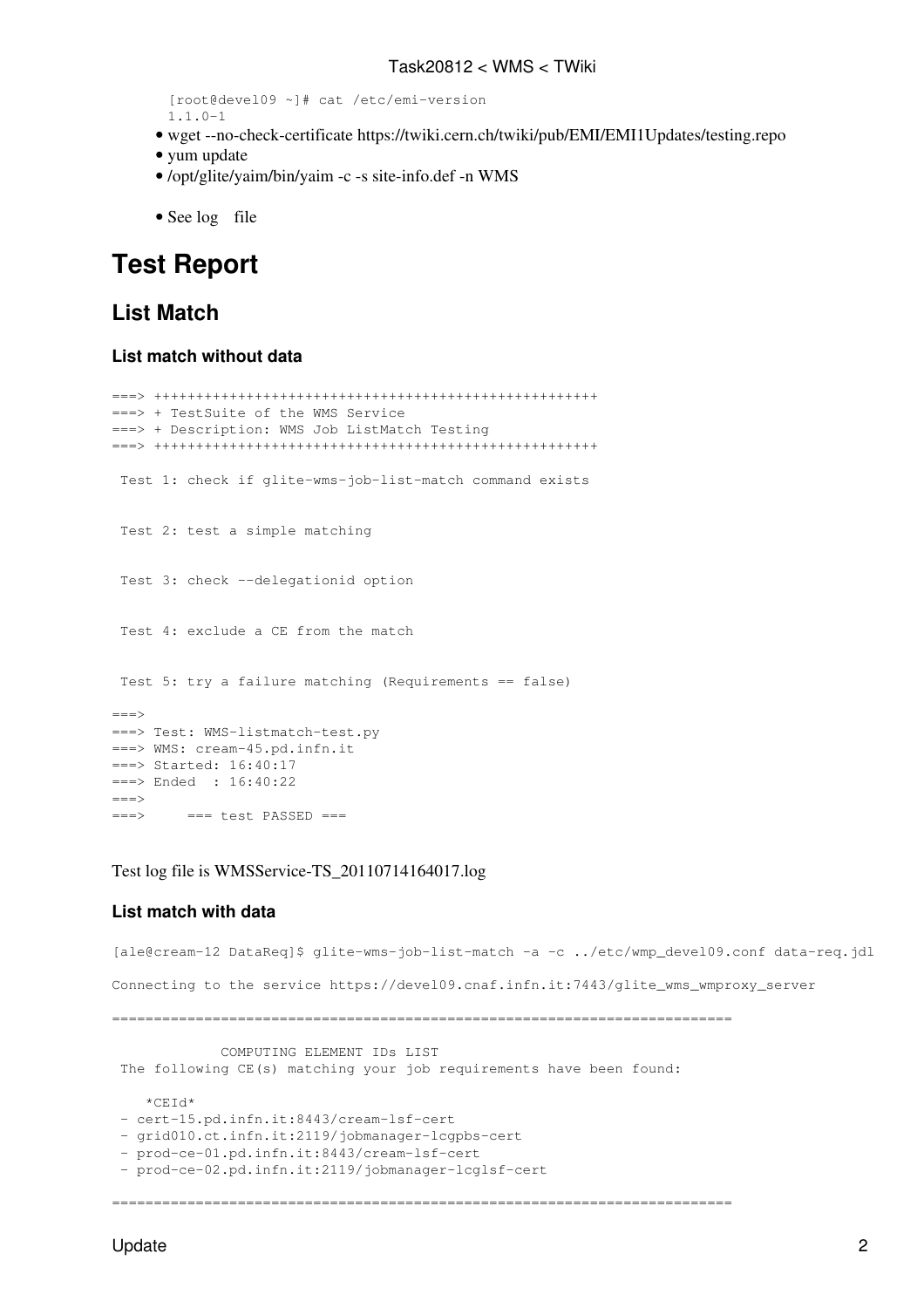```
[root@devel09 ~]# cat /etc/emi-version
1.1.0-1
```

- wget --no-check-certificate https://twiki.cern.ch/twiki/pub/EMI/EMI1Updates/testing.repo
- yum update
- /opt/glite/yaim/bin/yaim -c -s site-info.def -n WMS

- See log file

# Test Report

## List Match

### List match without data

```
===> ++++++++++++++++++++++++++++++++++++++++++++++++++++
===> + TestSuite of the WMS Service
===> + Description: WMS Job ListMatch Testing
===> ++++++++++++++++++++++++++++++++++++++++++++++++++++

 Test 1: check if glite-wms-job-list-match command exists


 Test 2: test a simple matching


 Test 3: check --delegationid option


 Test 4: exclude a CE from the match


 Test 5: try a failure matching (Requirements == false)

===>
===> Test: WMS-listmatch-test.py
===> WMS: cream-45.pd.infn.it
===> Started: 16:40:17
===> Ended  : 16:40:22
===>
===>     === test PASSED ===
```

Test log file is WMSService-TS_20110714164017.log

### List match with data

```
[ale@cream-12 DataReq]$ glite-wms-job-list-match -a -c ../etc/wmp_devel09.conf data-req.jdl

Connecting to the service https://devel09.cnaf.infn.it:7443/glite_wms_wmproxy_server

==========================================================================

             COMPUTING ELEMENT IDs LIST
 The following CE(s) matching your job requirements have been found:

    *CEId*
 - cert-15.pd.infn.it:8443/cream-lsf-cert
 - grid010.ct.infn.it:2119/jobmanager-lcgpbs-cert
 - prod-ce-01.pd.infn.it:8443/cream-lsf-cert
 - prod-ce-02.pd.infn.it:2119/jobmanager-lcglsf-cert

==========================================================================
```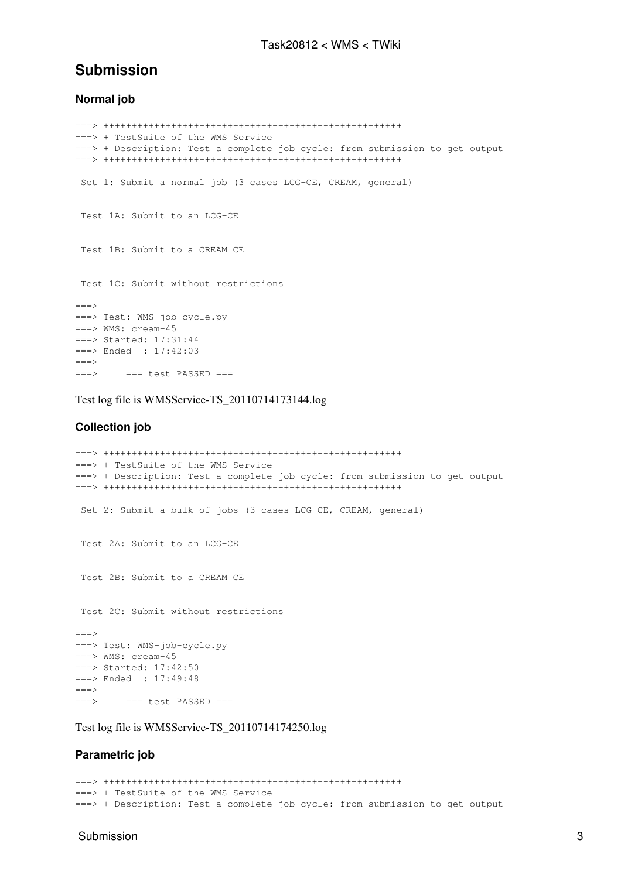## Submission

### Normal job

```
===> +++++++++++++++++++++++++++++++++++++++++++++++++++++
===> + TestSuite of the WMS Service
===> + Description: Test a complete job cycle: from submission to get output
===> +++++++++++++++++++++++++++++++++++++++++++++++++++++

 Set 1: Submit a normal job (3 cases LCG-CE, CREAM, general)


 Test 1A: Submit to an LCG-CE


 Test 1B: Submit to a CREAM CE


 Test 1C: Submit without restrictions

===>
===> Test: WMS-job-cycle.py
===> WMS: cream-45
===> Started: 17:31:44
===> Ended  : 17:42:03
===>
===>     === test PASSED ===
```

Test log file is WMSService-TS_20110714173144.log

### Collection job

```
===> +++++++++++++++++++++++++++++++++++++++++++++++++++++
===> + TestSuite of the WMS Service
===> + Description: Test a complete job cycle: from submission to get output
===> +++++++++++++++++++++++++++++++++++++++++++++++++++++

 Set 2: Submit a bulk of jobs (3 cases LCG-CE, CREAM, general)


 Test 2A: Submit to an LCG-CE


 Test 2B: Submit to a CREAM CE


 Test 2C: Submit without restrictions

===>
===> Test: WMS-job-cycle.py
===> WMS: cream-45
===> Started: 17:42:50
===> Ended  : 17:49:48
===>
===>     === test PASSED ===
```

Test log file is WMSService-TS_20110714174250.log

### Parametric job

```
===> +++++++++++++++++++++++++++++++++++++++++++++++++++++
===> + TestSuite of the WMS Service
===> + Description: Test a complete job cycle: from submission to get output
```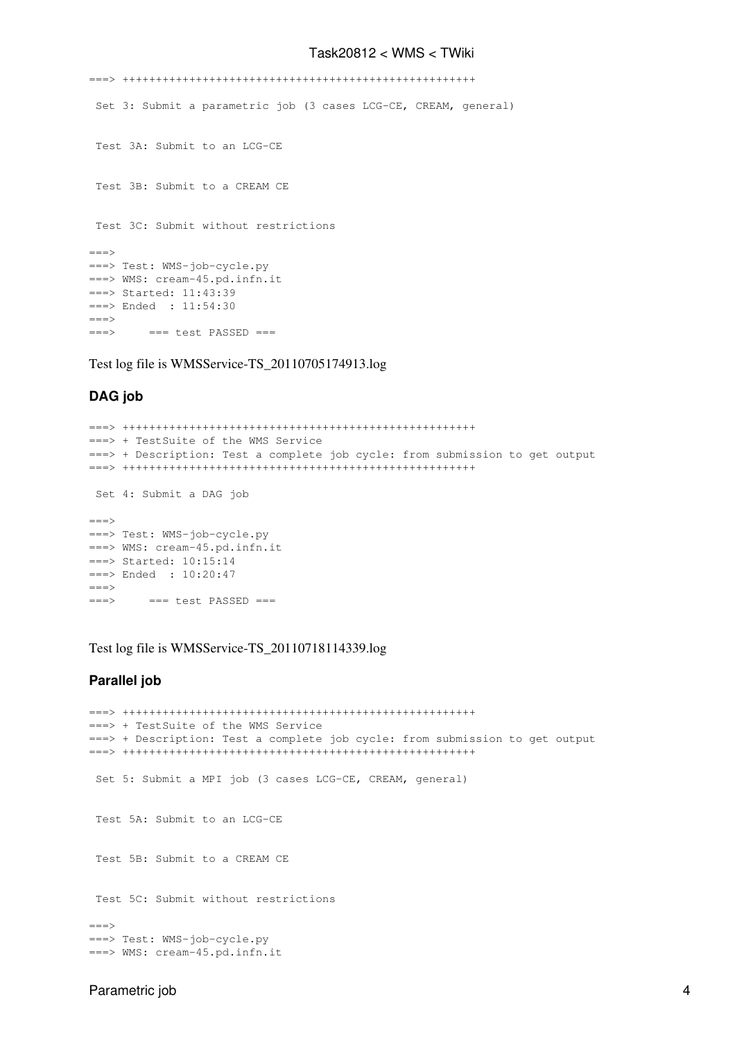```
===> +++++++++++++++++++++++++++++++++++++++++++++++++++++

 Set 3: Submit a parametric job (3 cases LCG-CE, CREAM, general)


 Test 3A: Submit to an LCG-CE


 Test 3B: Submit to a CREAM CE


 Test 3C: Submit without restrictions

===>
===> Test: WMS-job-cycle.py
===> WMS: cream-45.pd.infn.it
===> Started: 11:43:39
===> Ended  : 11:54:30
===>
===>     === test PASSED ===
```

Test log file is WMSService-TS_20110705174913.log

### DAG job

```
===> +++++++++++++++++++++++++++++++++++++++++++++++++++++
===> + TestSuite of the WMS Service
===> + Description: Test a complete job cycle: from submission to get output
===> +++++++++++++++++++++++++++++++++++++++++++++++++++++

 Set 4: Submit a DAG job

===>
===> Test: WMS-job-cycle.py
===> WMS: cream-45.pd.infn.it
===> Started: 10:15:14
===> Ended  : 10:20:47
===>
===>     === test PASSED ===
```

Test log file is WMSService-TS_20110718114339.log

### Parallel job

```
===> +++++++++++++++++++++++++++++++++++++++++++++++++++++
===> + TestSuite of the WMS Service
===> + Description: Test a complete job cycle: from submission to get output
===> +++++++++++++++++++++++++++++++++++++++++++++++++++++

 Set 5: Submit a MPI job (3 cases LCG-CE, CREAM, general)


 Test 5A: Submit to an LCG-CE


 Test 5B: Submit to a CREAM CE


 Test 5C: Submit without restrictions

===>
===> Test: WMS-job-cycle.py
===> WMS: cream-45.pd.infn.it
```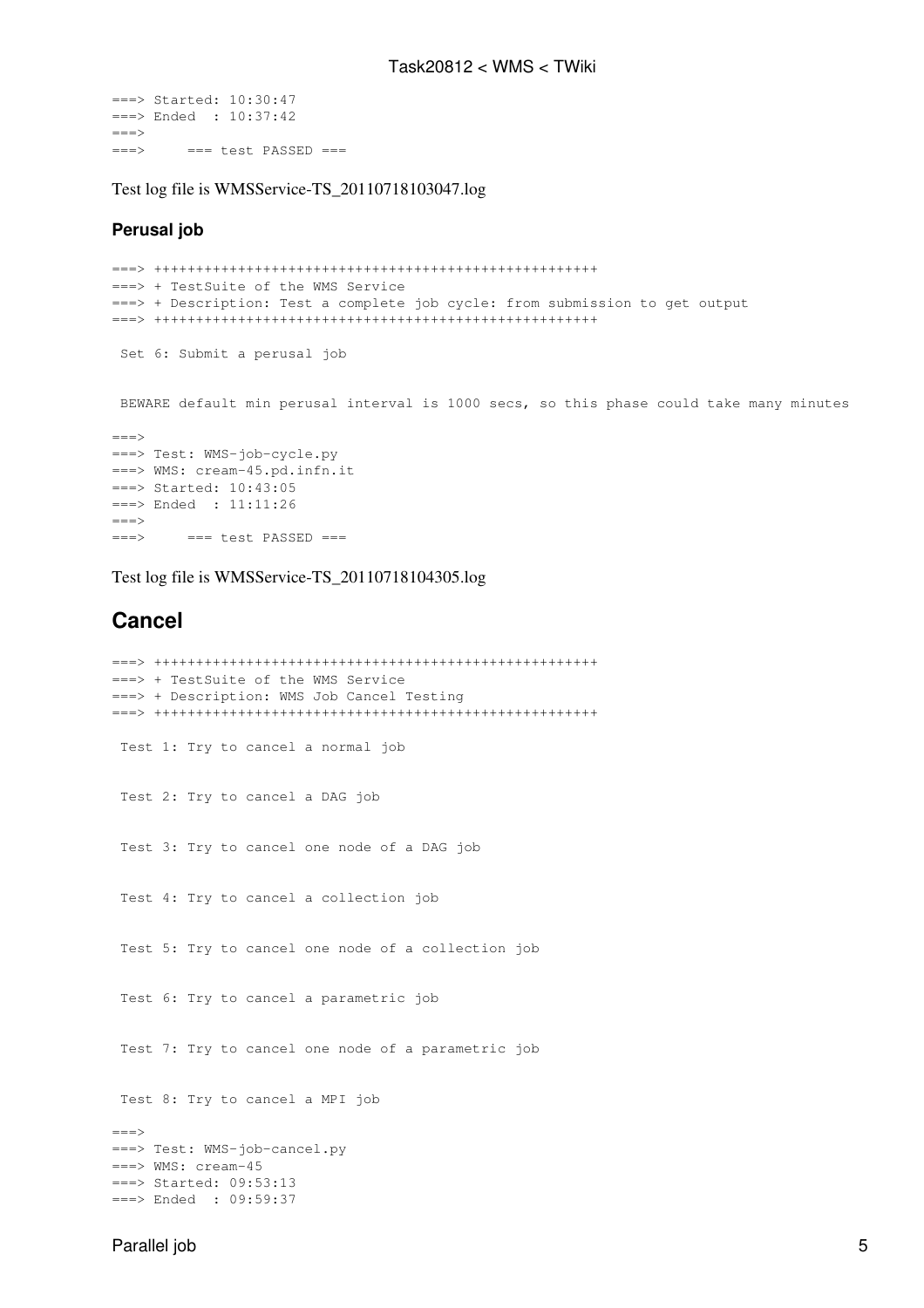```
===> Started: 10:30:47
===> Ended  : 10:37:42
===>
===>     === test PASSED ===
```

Test log file is WMSService-TS_20110718103047.log

### Perusal job

```
===> ++++++++++++++++++++++++++++++++++++++++++++++++++++
===> + TestSuite of the WMS Service
===> + Description: Test a complete job cycle: from submission to get output
===> ++++++++++++++++++++++++++++++++++++++++++++++++++++

 Set 6: Submit a perusal job


 BEWARE default min perusal interval is 1000 secs, so this phase could take many minutes

===>
===> Test: WMS-job-cycle.py
===> WMS: cream-45.pd.infn.it
===> Started: 10:43:05
===> Ended  : 11:11:26
===>
===>     === test PASSED ===
```

Test log file is WMSService-TS_20110718104305.log

## Cancel

```
===> ++++++++++++++++++++++++++++++++++++++++++++++++++++
===> + TestSuite of the WMS Service
===> + Description: WMS Job Cancel Testing
===> ++++++++++++++++++++++++++++++++++++++++++++++++++++

 Test 1: Try to cancel a normal job


 Test 2: Try to cancel a DAG job


 Test 3: Try to cancel one node of a DAG job


 Test 4: Try to cancel a collection job


 Test 5: Try to cancel one node of a collection job


 Test 6: Try to cancel a parametric job


 Test 7: Try to cancel one node of a parametric job


 Test 8: Try to cancel a MPI job

===>
===> Test: WMS-job-cancel.py
===> WMS: cream-45
===> Started: 09:53:13
===> Ended  : 09:59:37
```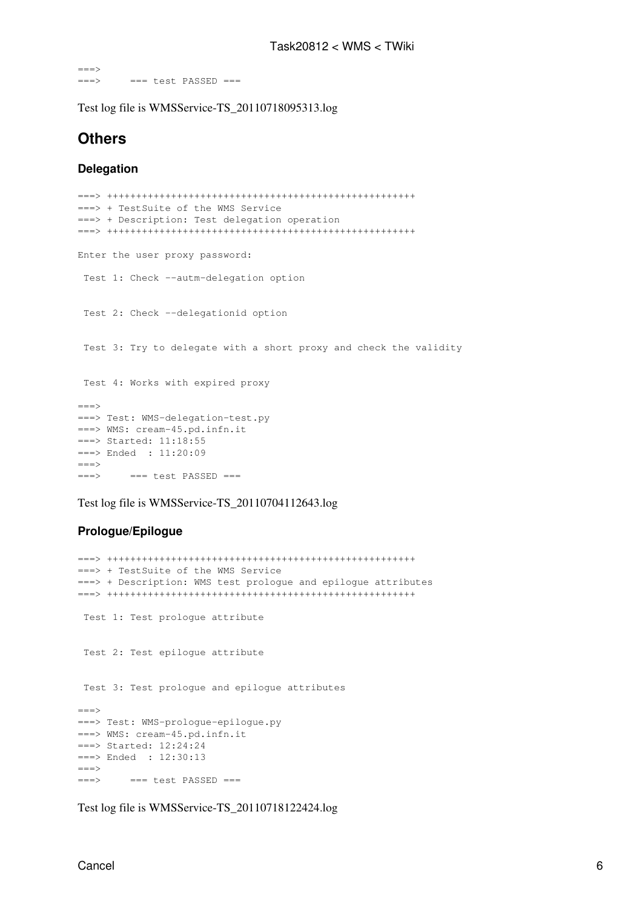```
===>
===>     === test PASSED ===
```

Test log file is WMSService-TS_20110718095313.log

## Others

### Delegation

```
===> ++++++++++++++++++++++++++++++++++++++++++++++++++++
===> + TestSuite of the WMS Service
===> + Description: Test delegation operation
===> ++++++++++++++++++++++++++++++++++++++++++++++++++++

Enter the user proxy password:

 Test 1: Check --autm-delegation option


 Test 2: Check --delegationid option


 Test 3: Try to delegate with a short proxy and check the validity


 Test 4: Works with expired proxy

===>
===> Test: WMS-delegation-test.py
===> WMS: cream-45.pd.infn.it
===> Started: 11:18:55
===> Ended  : 11:20:09
===>
===>     === test PASSED ===
```

Test log file is WMSService-TS_20110704112643.log

### Prologue/Epilogue

```
===> ++++++++++++++++++++++++++++++++++++++++++++++++++++
===> + TestSuite of the WMS Service
===> + Description: WMS test prologue and epilogue attributes
===> ++++++++++++++++++++++++++++++++++++++++++++++++++++

 Test 1: Test prologue attribute


 Test 2: Test epilogue attribute


 Test 3: Test prologue and epilogue attributes

===>
===> Test: WMS-prologue-epilogue.py
===> WMS: cream-45.pd.infn.it
===> Started: 12:24:24
===> Ended  : 12:30:13
===>
===>     === test PASSED ===
```

Test log file is WMSService-TS_20110718122424.log

Cancel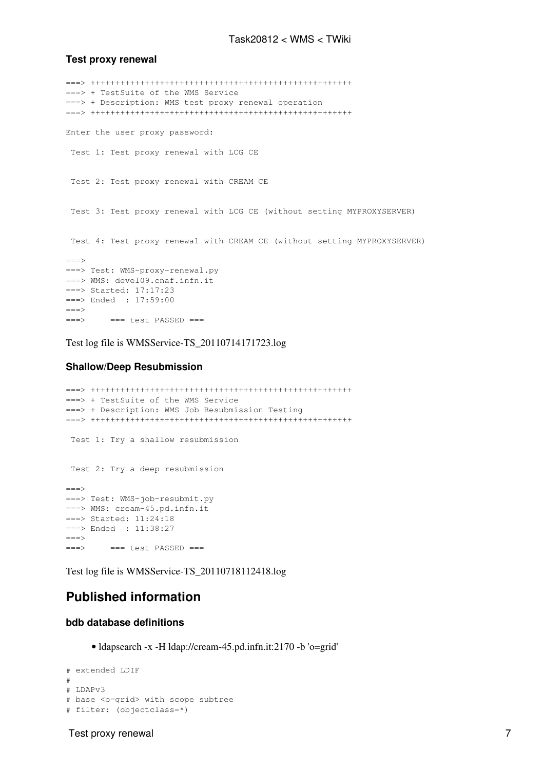### Test proxy renewal

```
===> ++++++++++++++++++++++++++++++++++++++++++++++++++++
===> + TestSuite of the WMS Service
===> + Description: WMS test proxy renewal operation
===> ++++++++++++++++++++++++++++++++++++++++++++++++++++

Enter the user proxy password:

 Test 1: Test proxy renewal with LCG CE


 Test 2: Test proxy renewal with CREAM CE


 Test 3: Test proxy renewal with LCG CE (without setting MYPROXYSERVER)


 Test 4: Test proxy renewal with CREAM CE (without setting MYPROXYSERVER)

===>
===> Test: WMS-proxy-renewal.py
===> WMS: devel09.cnaf.infn.it
===> Started: 17:17:23
===> Ended  : 17:59:00
===>
===>     === test PASSED ===
```

Test log file is WMSService-TS_20110714171723.log

### Shallow/Deep Resubmission

```
===> ++++++++++++++++++++++++++++++++++++++++++++++++++++
===> + TestSuite of the WMS Service
===> + Description: WMS Job Resubmission Testing
===> ++++++++++++++++++++++++++++++++++++++++++++++++++++

 Test 1: Try a shallow resubmission


 Test 2: Try a deep resubmission

===>
===> Test: WMS-job-resubmit.py
===> WMS: cream-45.pd.infn.it
===> Started: 11:24:18
===> Ended  : 11:38:27
===>
===>     === test PASSED ===
```

Test log file is WMSService-TS_20110718112418.log

## Published information

### bdb database definitions

- ldapsearch -x -H ldap://cream-45.pd.infn.it:2170 -b 'o=grid'

```
# extended LDIF
#
# LDAPv3
# base <o=grid> with scope subtree
# filter: (objectclass=*)
```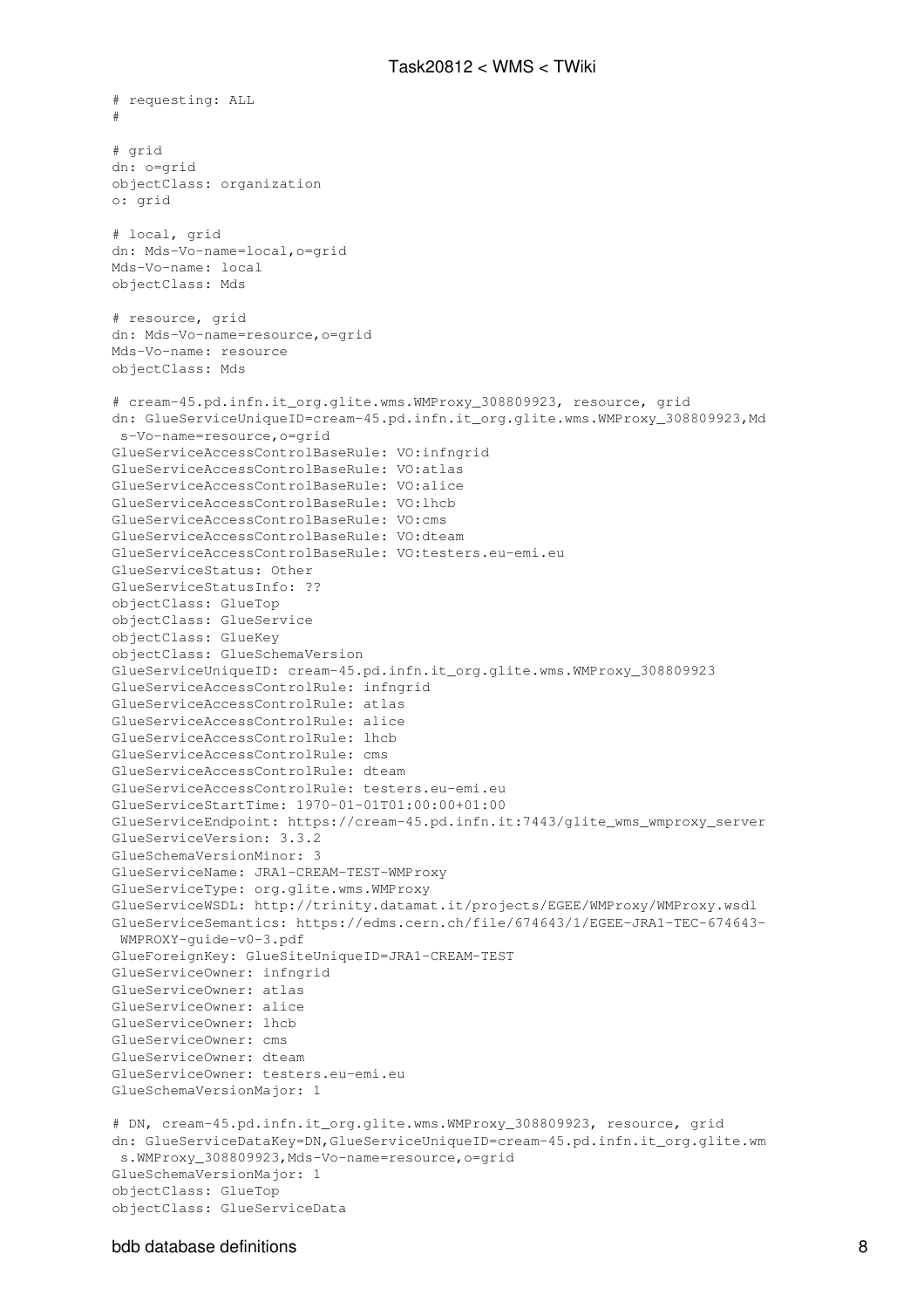```
# requesting: ALL
#

# grid
dn: o=grid
objectClass: organization
o: grid

# local, grid
dn: Mds-Vo-name=local,o=grid
Mds-Vo-name: local
objectClass: Mds

# resource, grid
dn: Mds-Vo-name=resource,o=grid
Mds-Vo-name: resource
objectClass: Mds

# cream-45.pd.infn.it_org.glite.wms.WMProxy_308809923, resource, grid
dn: GlueServiceUniqueID=cream-45.pd.infn.it_org.glite.wms.WMProxy_308809923,Md
 s-Vo-name=resource,o=grid
GlueServiceAccessControlBaseRule: VO:infngrid
GlueServiceAccessControlBaseRule: VO:atlas
GlueServiceAccessControlBaseRule: VO:alice
GlueServiceAccessControlBaseRule: VO:lhcb
GlueServiceAccessControlBaseRule: VO:cms
GlueServiceAccessControlBaseRule: VO:dteam
GlueServiceAccessControlBaseRule: VO:testers.eu-emi.eu
GlueServiceStatus: Other
GlueServiceStatusInfo: ??
objectClass: GlueTop
objectClass: GlueService
objectClass: GlueKey
objectClass: GlueSchemaVersion
GlueServiceUniqueID: cream-45.pd.infn.it_org.glite.wms.WMProxy_308809923
GlueServiceAccessControlRule: infngrid
GlueServiceAccessControlRule: atlas
GlueServiceAccessControlRule: alice
GlueServiceAccessControlRule: lhcb
GlueServiceAccessControlRule: cms
GlueServiceAccessControlRule: dteam
GlueServiceAccessControlRule: testers.eu-emi.eu
GlueServiceStartTime: 1970-01-01T01:00:00+01:00
GlueServiceEndpoint: https://cream-45.pd.infn.it:7443/glite_wms_wmproxy_server
GlueServiceVersion: 3.3.2
GlueSchemaVersionMinor: 3
GlueServiceName: JRA1-CREAM-TEST-WMProxy
GlueServiceType: org.glite.wms.WMProxy
GlueServiceWSDL: http://trinity.datamat.it/projects/EGEE/WMProxy/WMProxy.wsdl
GlueServiceSemantics: https://edms.cern.ch/file/674643/1/EGEE-JRA1-TEC-674643-
 WMPROXY-guide-v0-3.pdf
GlueForeignKey: GlueSiteUniqueID=JRA1-CREAM-TEST
GlueServiceOwner: infngrid
GlueServiceOwner: atlas
GlueServiceOwner: alice
GlueServiceOwner: lhcb
GlueServiceOwner: cms
GlueServiceOwner: dteam
GlueServiceOwner: testers.eu-emi.eu
GlueSchemaVersionMajor: 1

# DN, cream-45.pd.infn.it_org.glite.wms.WMProxy_308809923, resource, grid
dn: GlueServiceDataKey=DN,GlueServiceUniqueID=cream-45.pd.infn.it_org.glite.wm
 s.WMProxy_308809923,Mds-Vo-name=resource,o=grid
GlueSchemaVersionMajor: 1
objectClass: GlueTop
objectClass: GlueServiceData
```

bdb database definitions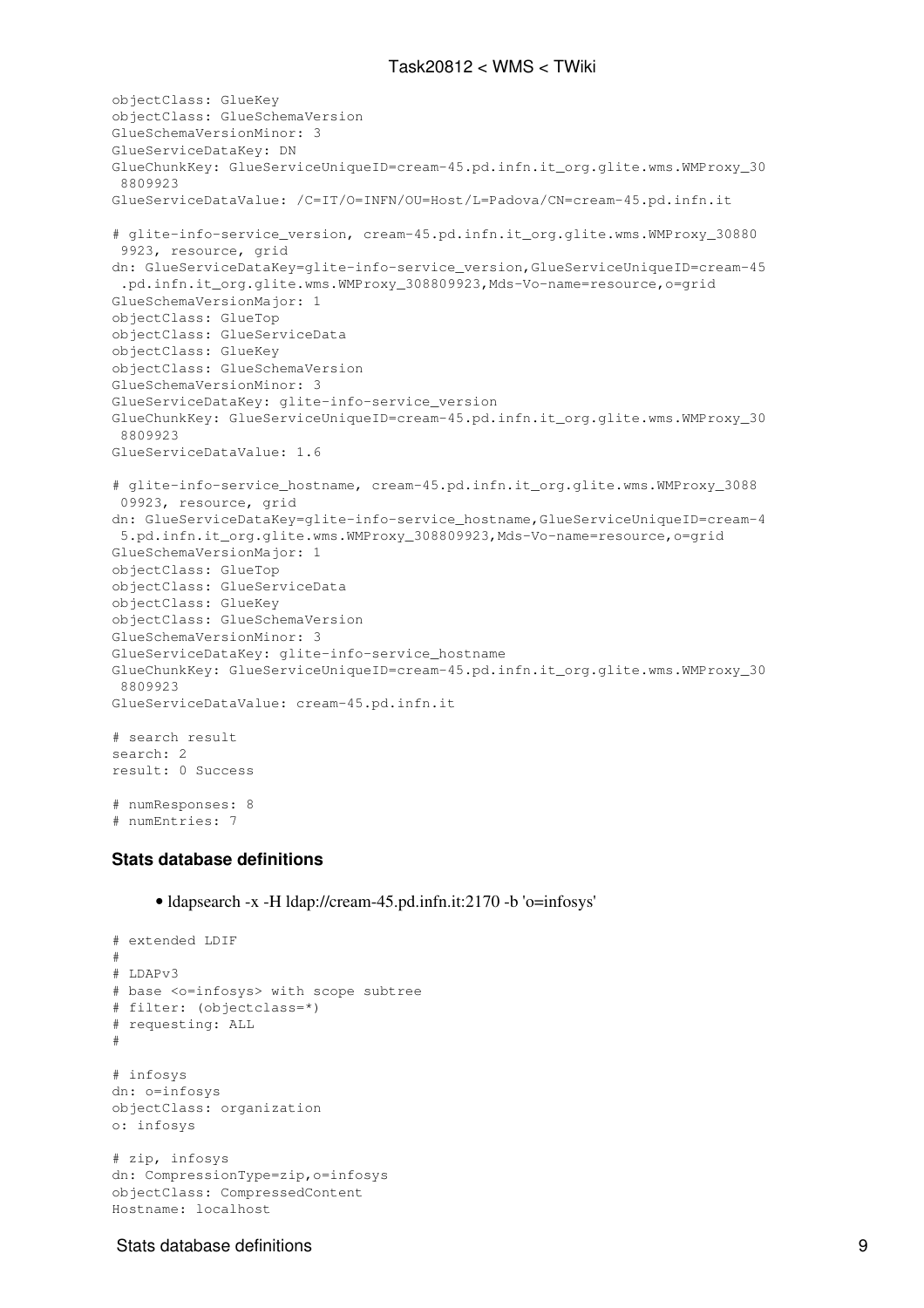```
objectClass: GlueKey
objectClass: GlueSchemaVersion
GlueSchemaVersionMinor: 3
GlueServiceDataKey: DN
GlueChunkKey: GlueServiceUniqueID=cream-45.pd.infn.it_org.glite.wms.WMProxy_30
 8809923
GlueServiceDataValue: /C=IT/O=INFN/OU=Host/L=Padova/CN=cream-45.pd.infn.it

# glite-info-service_version, cream-45.pd.infn.it_org.glite.wms.WMProxy_30880
 9923, resource, grid
dn: GlueServiceDataKey=glite-info-service_version,GlueServiceUniqueID=cream-45
 .pd.infn.it_org.glite.wms.WMProxy_308809923,Mds-Vo-name=resource,o=grid
GlueSchemaVersionMajor: 1
objectClass: GlueTop
objectClass: GlueServiceData
objectClass: GlueKey
objectClass: GlueSchemaVersion
GlueSchemaVersionMinor: 3
GlueServiceDataKey: glite-info-service_version
GlueChunkKey: GlueServiceUniqueID=cream-45.pd.infn.it_org.glite.wms.WMProxy_30
 8809923
GlueServiceDataValue: 1.6

# glite-info-service_hostname, cream-45.pd.infn.it_org.glite.wms.WMProxy_3088
 09923, resource, grid
dn: GlueServiceDataKey=glite-info-service_hostname,GlueServiceUniqueID=cream-4
 5.pd.infn.it_org.glite.wms.WMProxy_308809923,Mds-Vo-name=resource,o=grid
GlueSchemaVersionMajor: 1
objectClass: GlueTop
objectClass: GlueServiceData
objectClass: GlueKey
objectClass: GlueSchemaVersion
GlueSchemaVersionMinor: 3
GlueServiceDataKey: glite-info-service_hostname
GlueChunkKey: GlueServiceUniqueID=cream-45.pd.infn.it_org.glite.wms.WMProxy_30
 8809923
GlueServiceDataValue: cream-45.pd.infn.it

# search result
search: 2
result: 0 Success

# numResponses: 8
# numEntries: 7
```

#### Stats database definitions

- ldapsearch -x -H ldap://cream-45.pd.infn.it:2170 -b 'o=infosys'

```
# extended LDIF
#
# LDAPv3
# base <o=infosys> with scope subtree
# filter: (objectclass=*)
# requesting: ALL
#

# infosys
dn: o=infosys
objectClass: organization
o: infosys

# zip, infosys
dn: CompressionType=zip,o=infosys
objectClass: CompressedContent
Hostname: localhost
```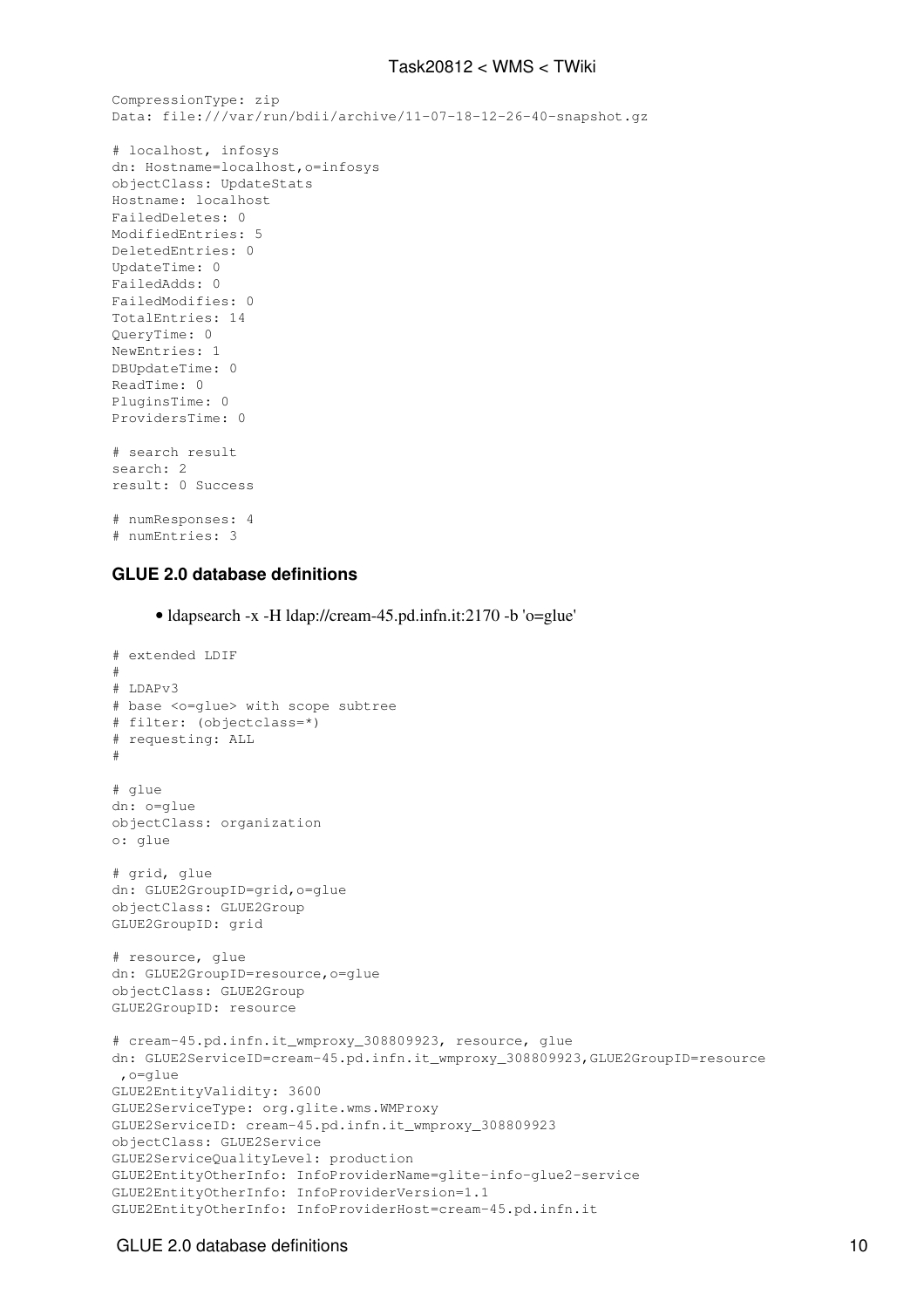```
CompressionType: zip
Data: file:///var/run/bdii/archive/11-07-18-12-26-40-snapshot.gz

# localhost, infosys
dn: Hostname=localhost,o=infosys
objectClass: UpdateStats
Hostname: localhost
FailedDeletes: 0
ModifiedEntries: 5
DeletedEntries: 0
UpdateTime: 0
FailedAdds: 0
FailedModifies: 0
TotalEntries: 14
QueryTime: 0
NewEntries: 1
DBUpdateTime: 0
ReadTime: 0
PluginsTime: 0
ProvidersTime: 0

# search result
search: 2
result: 0 Success

# numResponses: 4
# numEntries: 3
```

### GLUE 2.0 database definitions

- ldapsearch -x -H ldap://cream-45.pd.infn.it:2170 -b 'o=glue'

```
# extended LDIF
#
# LDAPv3
# base <o=glue> with scope subtree
# filter: (objectclass=*)
# requesting: ALL
#

# glue
dn: o=glue
objectClass: organization
o: glue

# grid, glue
dn: GLUE2GroupID=grid,o=glue
objectClass: GLUE2Group
GLUE2GroupID: grid

# resource, glue
dn: GLUE2GroupID=resource,o=glue
objectClass: GLUE2Group
GLUE2GroupID: resource

# cream-45.pd.infn.it_wmproxy_308809923, resource, glue
dn: GLUE2ServiceID=cream-45.pd.infn.it_wmproxy_308809923,GLUE2GroupID=resource
 ,o=glue
GLUE2EntityValidity: 3600
GLUE2ServiceType: org.glite.wms.WMProxy
GLUE2ServiceID: cream-45.pd.infn.it_wmproxy_308809923
objectClass: GLUE2Service
GLUE2ServiceQualityLevel: production
GLUE2EntityOtherInfo: InfoProviderName=glite-info-glue2-service
GLUE2EntityOtherInfo: InfoProviderVersion=1.1
GLUE2EntityOtherInfo: InfoProviderHost=cream-45.pd.infn.it
```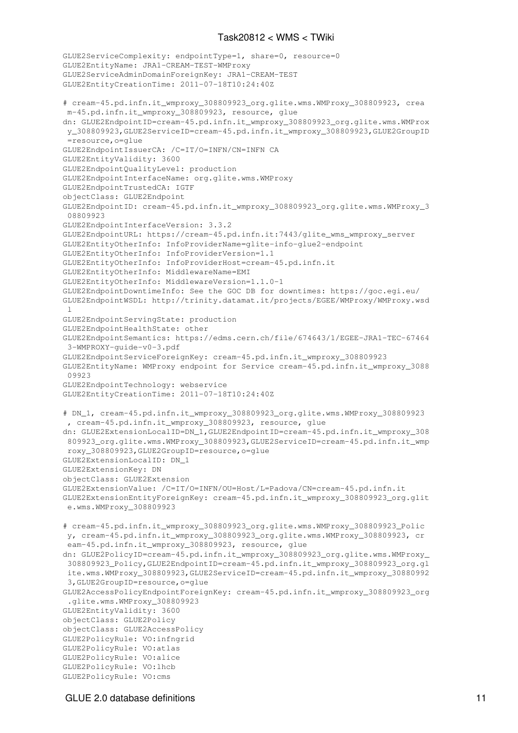```
GLUE2ServiceComplexity: endpointType=1, share=0, resource=0
GLUE2EntityName: JRA1-CREAM-TEST-WMProxy
GLUE2ServiceAdminDomainForeignKey: JRA1-CREAM-TEST
GLUE2EntityCreationTime: 2011-07-18T10:24:40Z

# cream-45.pd.infn.it_wmproxy_308809923_org.glite.wms.WMProxy_308809923, crea
 m-45.pd.infn.it_wmproxy_308809923, resource, glue
dn: GLUE2EndpointID=cream-45.pd.infn.it_wmproxy_308809923_org.glite.wms.WMProx
 y_308809923,GLUE2ServiceID=cream-45.pd.infn.it_wmproxy_308809923,GLUE2GroupID
 =resource,o=glue
GLUE2EndpointIssuerCA: /C=IT/O=INFN/CN=INFN CA
GLUE2EntityValidity: 3600
GLUE2EndpointQualityLevel: production
GLUE2EndpointInterfaceName: org.glite.wms.WMProxy
GLUE2EndpointTrustedCA: IGTF
objectClass: GLUE2Endpoint
GLUE2EndpointID: cream-45.pd.infn.it_wmproxy_308809923_org.glite.wms.WMProxy_3
 08809923
GLUE2EndpointInterfaceVersion: 3.3.2
GLUE2EndpointURL: https://cream-45.pd.infn.it:7443/glite_wms_wmproxy_server
GLUE2EntityOtherInfo: InfoProviderName=glite-info-glue2-endpoint
GLUE2EntityOtherInfo: InfoProviderVersion=1.1
GLUE2EntityOtherInfo: InfoProviderHost=cream-45.pd.infn.it
GLUE2EntityOtherInfo: MiddlewareName=EMI
GLUE2EntityOtherInfo: MiddlewareVersion=1.1.0-1
GLUE2EndpointDowntimeInfo: See the GOC DB for downtimes: https://goc.egi.eu/
GLUE2EndpointWSDL: http://trinity.datamat.it/projects/EGEE/WMProxy/WMProxy.wsd
 l
GLUE2EndpointServingState: production
GLUE2EndpointHealthState: other
GLUE2EndpointSemantics: https://edms.cern.ch/file/674643/1/EGEE-JRA1-TEC-67464
 3-WMPROXY-guide-v0-3.pdf
GLUE2EndpointServiceForeignKey: cream-45.pd.infn.it_wmproxy_308809923
GLUE2EntityName: WMProxy endpoint for Service cream-45.pd.infn.it_wmproxy_3088
 09923
GLUE2EndpointTechnology: webservice
GLUE2EntityCreationTime: 2011-07-18T10:24:40Z

# DN_1, cream-45.pd.infn.it_wmproxy_308809923_org.glite.wms.WMProxy_308809923
 , cream-45.pd.infn.it_wmproxy_308809923, resource, glue
dn: GLUE2ExtensionLocalID=DN_1,GLUE2EndpointID=cream-45.pd.infn.it_wmproxy_308
 809923_org.glite.wms.WMProxy_308809923,GLUE2ServiceID=cream-45.pd.infn.it_wmp
 roxy_308809923,GLUE2GroupID=resource,o=glue
GLUE2ExtensionLocalID: DN_1
GLUE2ExtensionKey: DN
objectClass: GLUE2Extension
GLUE2ExtensionValue: /C=IT/O=INFN/OU=Host/L=Padova/CN=cream-45.pd.infn.it
GLUE2ExtensionEntityForeignKey: cream-45.pd.infn.it_wmproxy_308809923_org.glit
 e.wms.WMProxy_308809923

# cream-45.pd.infn.it_wmproxy_308809923_org.glite.wms.WMProxy_308809923_Polic
 y, cream-45.pd.infn.it_wmproxy_308809923_org.glite.wms.WMProxy_308809923, cr
 eam-45.pd.infn.it_wmproxy_308809923, resource, glue
dn: GLUE2PolicyID=cream-45.pd.infn.it_wmproxy_308809923_org.glite.wms.WMProxy_
 308809923_Policy,GLUE2EndpointID=cream-45.pd.infn.it_wmproxy_308809923_org.gl
 ite.wms.WMProxy_308809923,GLUE2ServiceID=cream-45.pd.infn.it_wmproxy_30880992
 3,GLUE2GroupID=resource,o=glue
GLUE2AccessPolicyEndpointForeignKey: cream-45.pd.infn.it_wmproxy_308809923_org
 .glite.wms.WMProxy_308809923
GLUE2EntityValidity: 3600
objectClass: GLUE2Policy
objectClass: GLUE2AccessPolicy
GLUE2PolicyRule: VO:infngrid
GLUE2PolicyRule: VO:atlas
GLUE2PolicyRule: VO:alice
GLUE2PolicyRule: VO:lhcb
GLUE2PolicyRule: VO:cms
```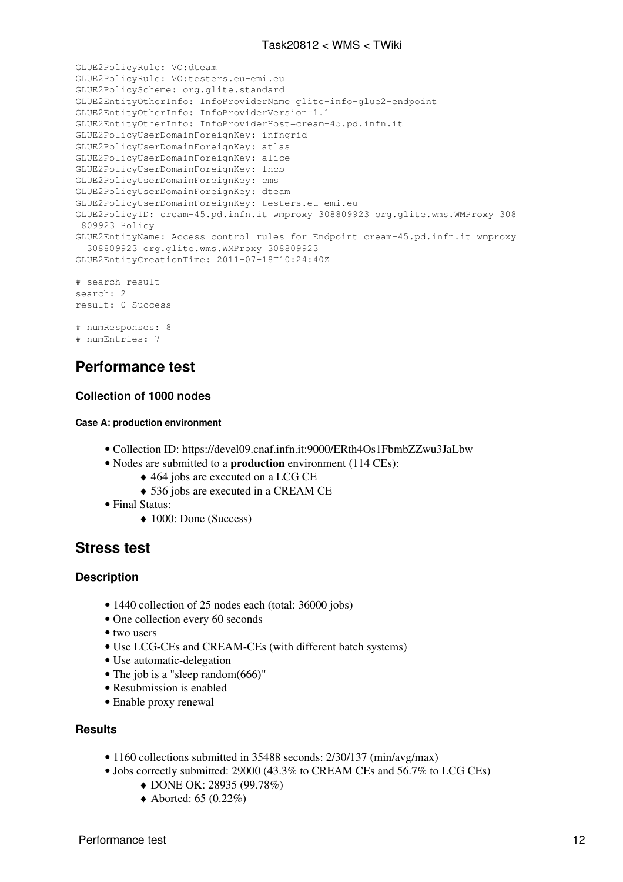```
GLUE2PolicyRule: VO:dteam
GLUE2PolicyRule: VO:testers.eu-emi.eu
GLUE2PolicyScheme: org.glite.standard
GLUE2EntityOtherInfo: InfoProviderName=glite-info-glue2-endpoint
GLUE2EntityOtherInfo: InfoProviderVersion=1.1
GLUE2EntityOtherInfo: InfoProviderHost=cream-45.pd.infn.it
GLUE2PolicyUserDomainForeignKey: infngrid
GLUE2PolicyUserDomainForeignKey: atlas
GLUE2PolicyUserDomainForeignKey: alice
GLUE2PolicyUserDomainForeignKey: lhcb
GLUE2PolicyUserDomainForeignKey: cms
GLUE2PolicyUserDomainForeignKey: dteam
GLUE2PolicyUserDomainForeignKey: testers.eu-emi.eu
GLUE2PolicyID: cream-45.pd.infn.it_wmproxy_308809923_org.glite.wms.WMProxy_308
 809923_Policy
GLUE2EntityName: Access control rules for Endpoint cream-45.pd.infn.it_wmproxy
 _308809923_org.glite.wms.WMProxy_308809923
GLUE2EntityCreationTime: 2011-07-18T10:24:40Z

# search result
search: 2
result: 0 Success

# numResponses: 8
# numEntries: 7
```

## Performance test

### Collection of 1000 nodes

#### Case A: production environment

- Collection ID: https://devel09.cnaf.infn.it:9000/ERth4Os1FbmbZZwu3JaLbw
- Nodes are submitted to a **production** environment (114 CEs):
    - 464 jobs are executed on a LCG CE
    - 536 jobs are executed in a CREAM CE
- Final Status:
    - 1000: Done (Success)

## Stress test

### Description

- 1440 collection of 25 nodes each (total: 36000 jobs)
- One collection every 60 seconds
- two users
- Use LCG-CEs and CREAM-CEs (with different batch systems)
- Use automatic-delegation
- The job is a "sleep random(666)"
- Resubmission is enabled
- Enable proxy renewal

### Results

- 1160 collections submitted in 35488 seconds: 2/30/137 (min/avg/max)
- Jobs correctly submitted: 29000 (43.3% to CREAM CEs and 56.7% to LCG CEs)
    - DONE OK: 28935 (99.78%)
    - Aborted: 65 (0.22%)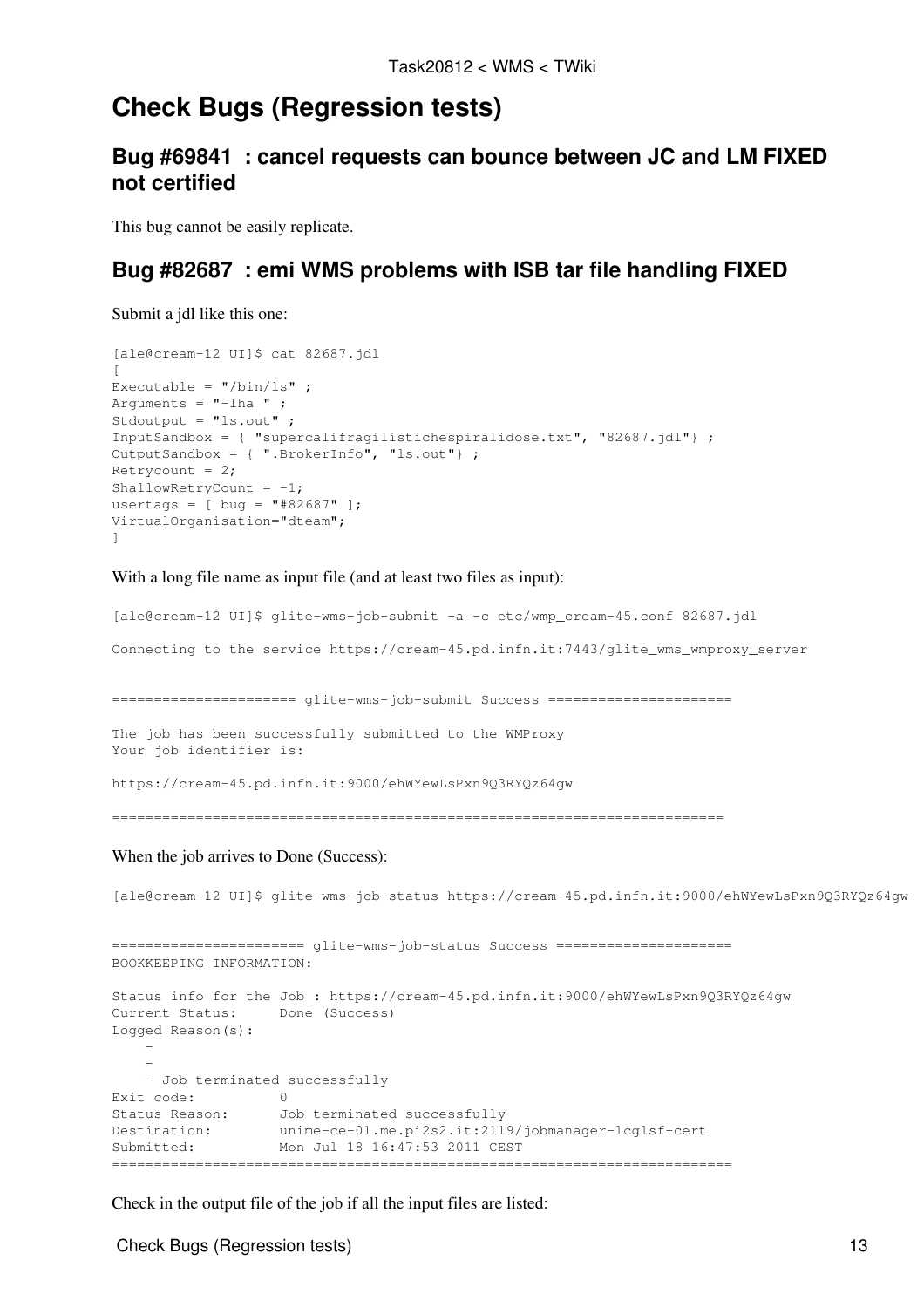# Check Bugs (Regression tests)

## Bug #69841 : cancel requests can bounce between JC and LM FIXED not certified

This bug cannot be easily replicate.

## Bug #82687 : emi WMS problems with ISB tar file handling FIXED

Submit a jdl like this one:

```
[ale@cream-12 UI]$ cat 82687.jdl
[
Executable = "/bin/ls" ;
Arguments = "-lha " ;
Stdoutput = "ls.out" ;
InputSandbox = { "supercalifragilistichespiralidose.txt", "82687.jdl"} ;
OutputSandbox = { ".BrokerInfo", "ls.out"} ;
Retrycount = 2;
ShallowRetryCount = -1;
usertags = [ bug = "#82687" ];
VirtualOrganisation="dteam";
]
```

With a long file name as input file (and at least two files as input):

```
[ale@cream-12 UI]$ glite-wms-job-submit -a -c etc/wmp_cream-45.conf 82687.jdl

Connecting to the service https://cream-45.pd.infn.it:7443/glite_wms_wmproxy_server


====================== glite-wms-job-submit Success ======================

The job has been successfully submitted to the WMProxy
Your job identifier is:

https://cream-45.pd.infn.it:9000/ehWYewLsPxn9Q3RYQz64gw

==========================================================================
```

When the job arrives to Done (Success):

```
[ale@cream-12 UI]$ glite-wms-job-status https://cream-45.pd.infn.it:9000/ehWYewLsPxn9Q3RYQz64gw


======================= glite-wms-job-status Success =====================
BOOKKEEPING INFORMATION:

Status info for the Job : https://cream-45.pd.infn.it:9000/ehWYewLsPxn9Q3RYQz64gw
Current Status:     Done (Success)
Logged Reason(s):
    -
    -
    - Job terminated successfully
Exit code:          0
Status Reason:      Job terminated successfully
Destination:        unime-ce-01.me.pi2s2.it:2119/jobmanager-lcglsf-cert
Submitted:          Mon Jul 18 16:47:53 2011 CEST
==========================================================================
```

Check in the output file of the job if all the input files are listed: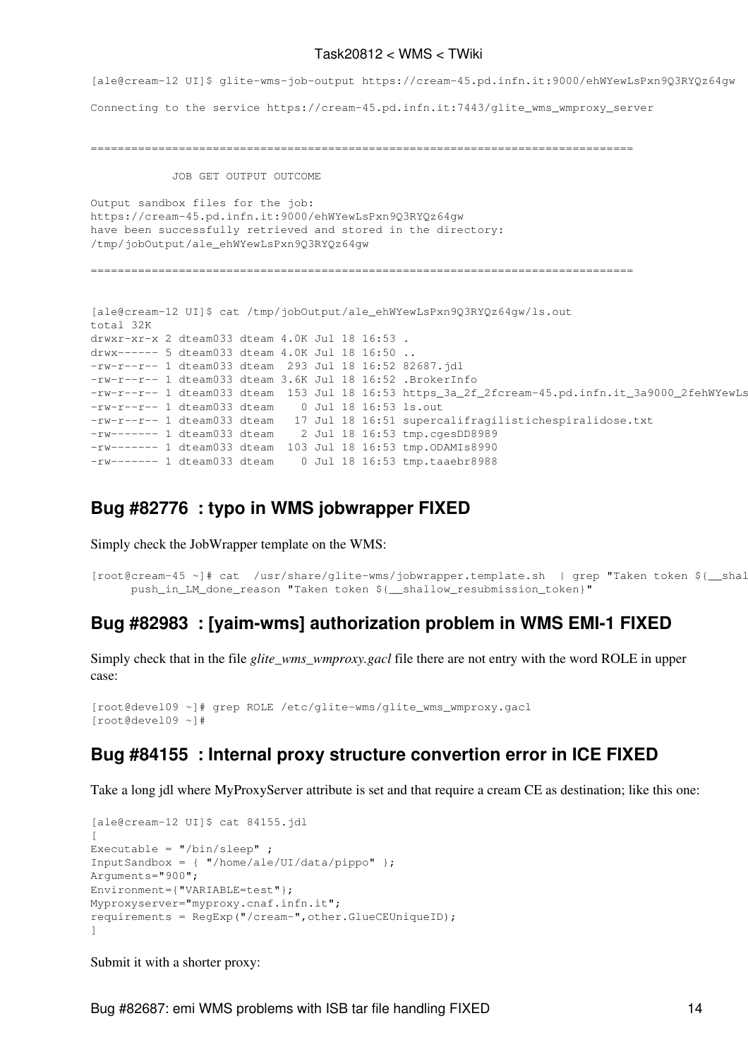```
[ale@cream-12 UI]$ glite-wms-job-output https://cream-45.pd.infn.it:9000/ehWYewLsPxn9Q3RYQz64gw

Connecting to the service https://cream-45.pd.infn.it:7443/glite_wms_wmproxy_server


================================================================================

            JOB GET OUTPUT OUTCOME

Output sandbox files for the job:
https://cream-45.pd.infn.it:9000/ehWYewLsPxn9Q3RYQz64gw
have been successfully retrieved and stored in the directory:
/tmp/jobOutput/ale_ehWYewLsPxn9Q3RYQz64gw

================================================================================


[ale@cream-12 UI]$ cat /tmp/jobOutput/ale_ehWYewLsPxn9Q3RYQz64gw/ls.out
total 32K
drwxr-xr-x 2 dteam033 dteam 4.0K Jul 18 16:53 .
drwx------ 5 dteam033 dteam 4.0K Jul 18 16:50 ..
-rw-r--r-- 1 dteam033 dteam  293 Jul 18 16:52 82687.jdl
-rw-r--r-- 1 dteam033 dteam 3.6K Jul 18 16:52 .BrokerInfo
-rw-r--r-- 1 dteam033 dteam  153 Jul 18 16:53 https_3a_2f_2fcream-45.pd.infn.it_3a9000_2fehWYewLs
-rw-r--r-- 1 dteam033 dteam    0 Jul 18 16:53 ls.out
-rw-r--r-- 1 dteam033 dteam   17 Jul 18 16:51 supercalifragilistichespiralidose.txt
-rw------- 1 dteam033 dteam    2 Jul 18 16:53 tmp.cgesDD8989
-rw------- 1 dteam033 dteam  103 Jul 18 16:53 tmp.ODAMIs8990
-rw------- 1 dteam033 dteam    0 Jul 18 16:53 tmp.taaebr8988
```

## Bug #82776 : typo in WMS jobwrapper FIXED

Simply check the JobWrapper template on the WMS:

```
[root@cream-45 ~]# cat  /usr/share/glite-wms/jobwrapper.template.sh  | grep "Taken token ${__shal
      push_in_LM_done_reason "Taken token ${__shallow_resubmission_token}"
```

## Bug #82983 : [yaim-wms] authorization problem in WMS EMI-1 FIXED

Simply check that in the file *glite_wms_wmproxy.gacl* file there are not entry with the word ROLE in upper case:

```
[root@devel09 ~]# grep ROLE /etc/glite-wms/glite_wms_wmproxy.gacl
[root@devel09 ~]#
```

## Bug #84155 : Internal proxy structure convertion error in ICE FIXED

Take a long jdl where MyProxyServer attribute is set and that require a cream CE as destination; like this one:

```
[ale@cream-12 UI]$ cat 84155.jdl
[
Executable = "/bin/sleep" ;
InputSandbox = { "/home/ale/UI/data/pippo" };
Arguments="900";
Environment={"VARIABLE=test"};
Myproxyserver="myproxy.cnaf.infn.it";
requirements = RegExp("/cream-",other.GlueCEUniqueID);
]
```

Submit it with a shorter proxy: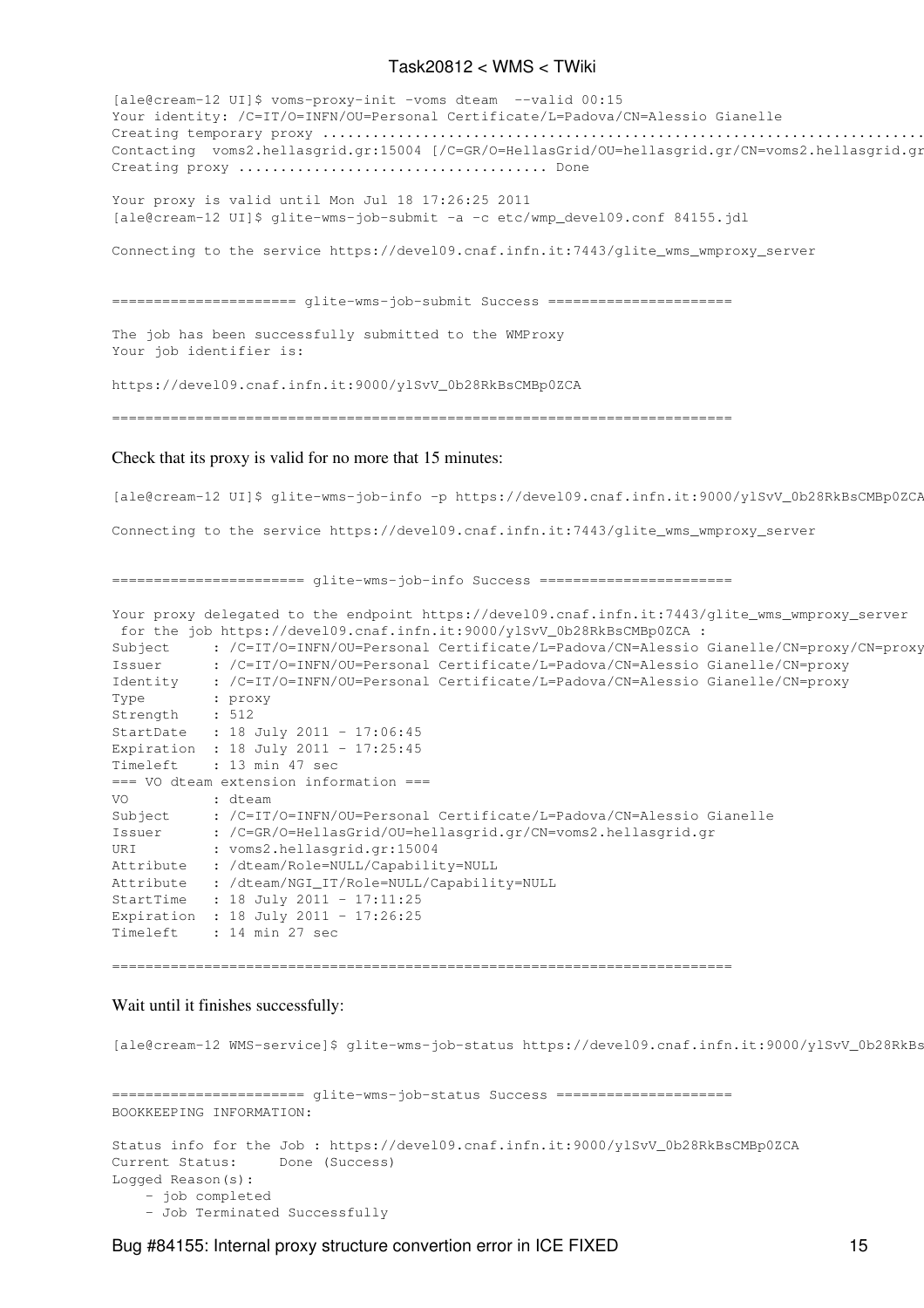```
[ale@cream-12 UI]$ voms-proxy-init -voms dteam  --valid 00:15
Your identity: /C=IT/O=INFN/OU=Personal Certificate/L=Padova/CN=Alessio Gianelle
Creating temporary proxy .......................................................................
Contacting  voms2.hellasgrid.gr:15004 [/C=GR/O=HellasGrid/OU=hellasgrid.gr/CN=voms2.hellasgrid.gr
Creating proxy .................................... Done

Your proxy is valid until Mon Jul 18 17:26:25 2011
[ale@cream-12 UI]$ glite-wms-job-submit -a -c etc/wmp_devel09.conf 84155.jdl

Connecting to the service https://devel09.cnaf.infn.it:7443/glite_wms_wmproxy_server


====================== glite-wms-job-submit Success ======================

The job has been successfully submitted to the WMProxy
Your job identifier is:

https://devel09.cnaf.infn.it:9000/ylSvV_0b28RkBsCMBp0ZCA

==========================================================================
```

Check that its proxy is valid for no more that 15 minutes:

```
[ale@cream-12 UI]$ glite-wms-job-info -p https://devel09.cnaf.infn.it:9000/ylSvV_0b28RkBsCMBp0ZCA

Connecting to the service https://devel09.cnaf.infn.it:7443/glite_wms_wmproxy_server


======================= glite-wms-job-info Success =======================

Your proxy delegated to the endpoint https://devel09.cnaf.infn.it:7443/glite_wms_wmproxy_server
 for the job https://devel09.cnaf.infn.it:9000/ylSvV_0b28RkBsCMBp0ZCA :
Subject     : /C=IT/O=INFN/OU=Personal Certificate/L=Padova/CN=Alessio Gianelle/CN=proxy/CN=proxy
Issuer      : /C=IT/O=INFN/OU=Personal Certificate/L=Padova/CN=Alessio Gianelle/CN=proxy
Identity    : /C=IT/O=INFN/OU=Personal Certificate/L=Padova/CN=Alessio Gianelle/CN=proxy
Type        : proxy
Strength    : 512
StartDate   : 18 July 2011 - 17:06:45
Expiration  : 18 July 2011 - 17:25:45
Timeleft    : 13 min 47 sec
=== VO dteam extension information ===
VO          : dteam
Subject     : /C=IT/O=INFN/OU=Personal Certificate/L=Padova/CN=Alessio Gianelle
Issuer      : /C=GR/O=HellasGrid/OU=hellasgrid.gr/CN=voms2.hellasgrid.gr
URI         : voms2.hellasgrid.gr:15004
Attribute   : /dteam/Role=NULL/Capability=NULL
Attribute   : /dteam/NGI_IT/Role=NULL/Capability=NULL
StartTime   : 18 July 2011 - 17:11:25
Expiration  : 18 July 2011 - 17:26:25
Timeleft    : 14 min 27 sec

==========================================================================
```

Wait until it finishes successfully:

```
[ale@cream-12 WMS-service]$ glite-wms-job-status https://devel09.cnaf.infn.it:9000/ylSvV_0b28RkBs


======================= glite-wms-job-status Success =====================
BOOKKEEPING INFORMATION:

Status info for the Job : https://devel09.cnaf.infn.it:9000/ylSvV_0b28RkBsCMBp0ZCA
Current Status:     Done (Success)
Logged Reason(s):
    - job completed
    - Job Terminated Successfully
```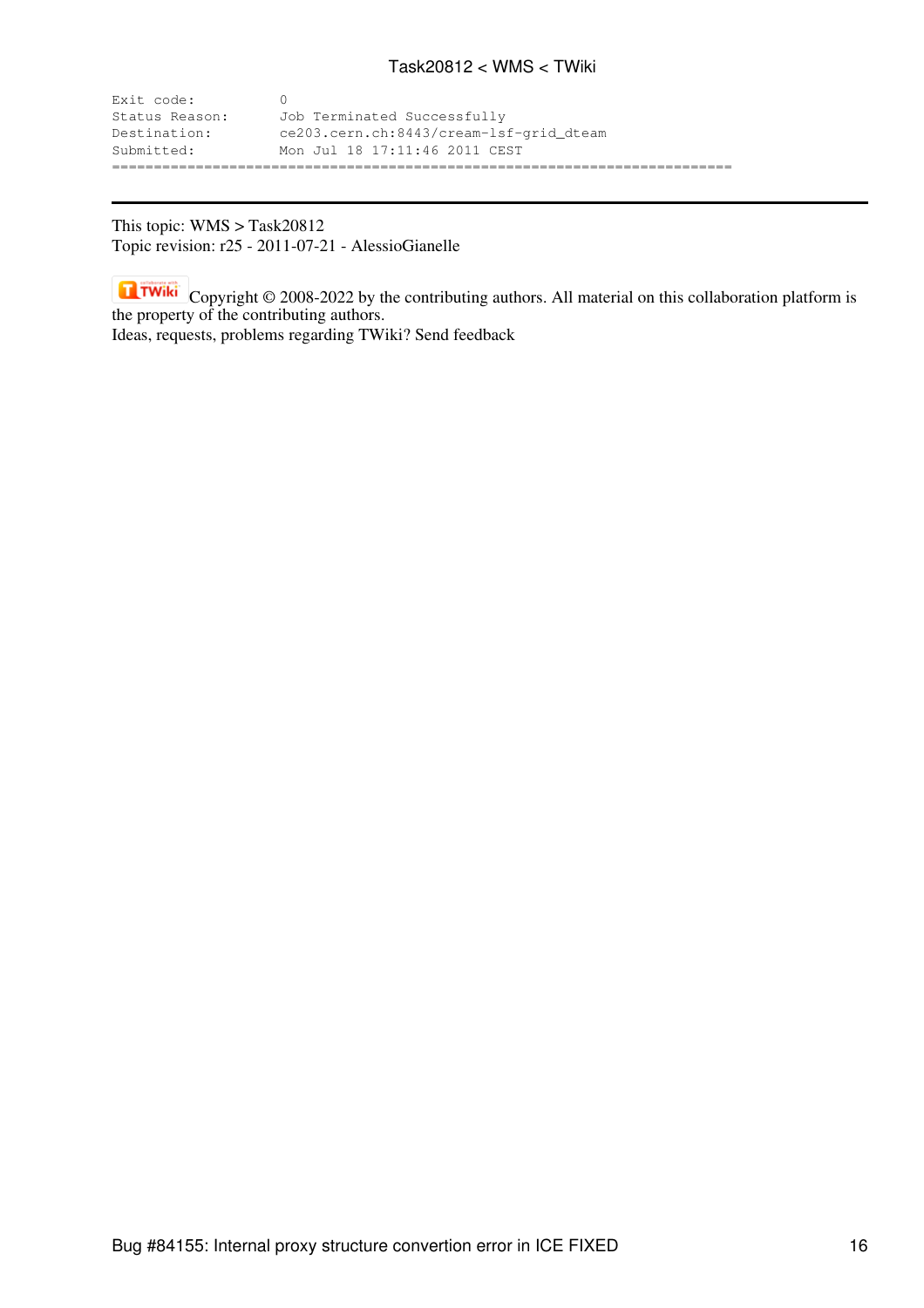```
Exit code:          0
Status Reason:      Job Terminated Successfully
Destination:        ce203.cern.ch:8443/cream-lsf-grid_dteam
Submitted:          Mon Jul 18 17:11:46 2011 CEST
==========================================================================
```

---

This topic: WMS > Task20812
Topic revision: r25 - 2011-07-21 - AlessioGianelle

Copyright © 2008-2022 by the contributing authors. All material on this collaboration platform is the property of the contributing authors.
Ideas, requests, problems regarding TWiki? Send feedback